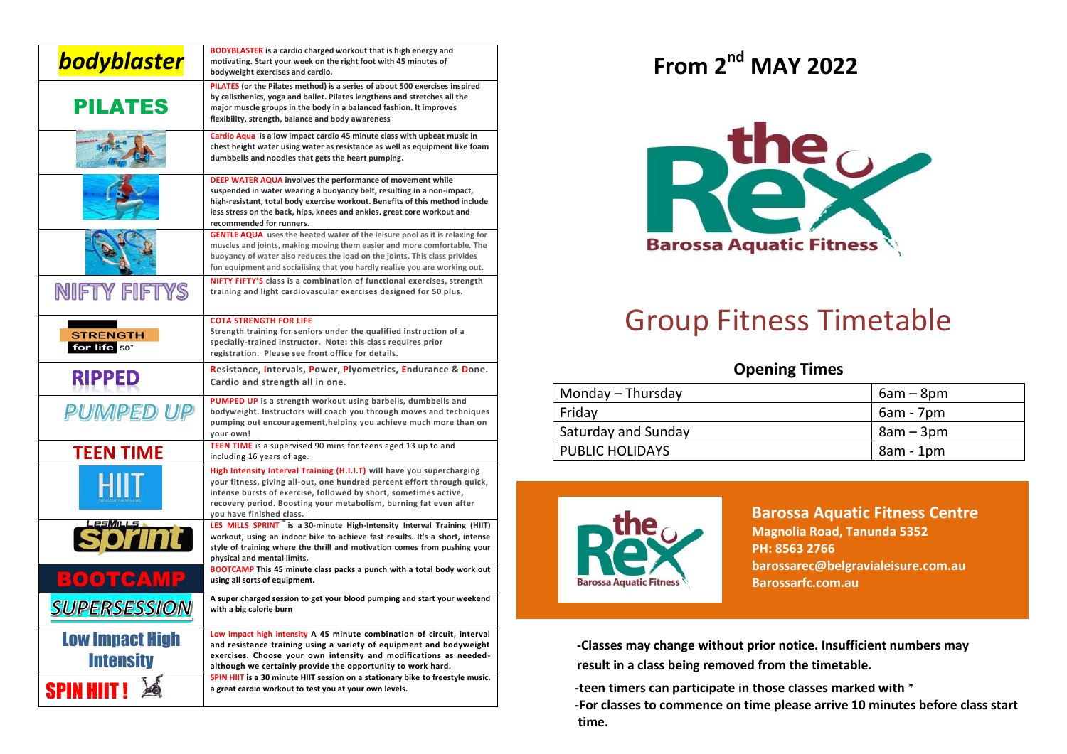| Class | Description |
|---|---|
| bodyblaster | **BODYBLASTER** is a cardio charged workout that is high energy and motivating. Start your week on the right foot with 45 minutes of bodyweight exercises and cardio. |
| PILATES | **PILATES** (or the Pilates method) is a series of about 500 exercises inspired by calisthenics, yoga and ballet. Pilates lengthens and stretches all the major muscle groups in the body in a balanced fashion. It improves flexibility, strength, balance and body awareness |
| | **Cardio Aqua** is a low impact cardio 45 minute class with upbeat music in chest height water using water as resistance as well as equipment like foam dumbbells and noodles that gets the heart pumping. |
| | **DEEP WATER AQUA** involves the performance of movement while suspended in water wearing a buoyancy belt, resulting in a non-impact, high-resistant, total body exercise workout. Benefits of this method include less stress on the back, hips, knees and ankles. great core workout and recommended for runners. |
| | **GENTLE AQUA** uses the heated water of the leisure pool as it is relaxing for muscles and joints, making moving them easier and more comfortable. The buoyancy of water also reduces the load on the joints. This class privides fun equipment and socialising that you hardly realise you are working out. |
| NIFTY FIFTYS | **NIFTY FIFTY'S** class is a combination of functional exercises, strength training and light cardiovascular exercises designed for 50 plus. |
| STRENGTH for life 50+ | **COTA STRENGTH FOR LIFE** Strength training for seniors under the qualified instruction of a specially-trained instructor. Note: this class requires prior registration. Please see front office for details. |
| RIPPED | **R**esistance, **I**ntervals, **P**ower, **P**lyometrics, **E**ndurance & **D**one. Cardio and strength all in one. |
| PUMPED UP | **PUMPED UP** is a strength workout using barbells, dumbbells and bodyweight. Instructors will coach you through moves and techniques pumping out encouragement,helping you achieve much more than on your own! |
| TEEN TIME | **TEEN TIME** is a supervised 90 mins for teens aged 13 up to and including 16 years of age. |
| HIIT | **High Intensity Interval Training (H.I.I.T)** will have you supercharging your fitness, giving all-out, one hundred percent effort through quick, intense bursts of exercise, followed by short, sometimes active, recovery period. Boosting your metabolism, burning fat even after you have finished class. |
| LesMills sprint | **LES MILLS SPRINT™** is a 30-minute High-Intensity Interval Training (HIIT) workout, using an indoor bike to achieve fast results. It's a short, intense style of training where the thrill and motivation comes from pushing your physical and mental limits. |
| BOOTCAMP | **BOOTCAMP** This 45 minute class packs a punch with a total body work out using all sorts of equipment. |
| SUPERSESSION | A super charged session to get your blood pumping and start your weekend with a big calorie burn |
| Low Impact High Intensity | **Low impact high intensity** A 45 minute combination of circuit, interval and resistance training using a variety of equipment and bodyweight exercises. Choose your own intensity and modifications as needed- although we certainly provide the opportunity to work hard. |
| SPIN HIIT ! | **SPIN HIIT** is a 30 minute HIIT session on a stationary bike to freestyle music. a great cardio workout to test you at your own levels. |

# From 2nd MAY 2022

the Rex
Barossa Aquatic Fitness

# Group Fitness Timetable

## Opening Times

| Days | Hours |
|---|---|
| Monday – Thursday | 6am – 8pm |
| Friday | 6am - 7pm |
| Saturday and Sunday | 8am – 3pm |
| PUBLIC HOLIDAYS | 8am - 1pm |

**Barossa Aquatic Fitness Centre**
**Magnolia Road, Tanunda 5352**
**PH: 8563 2766**
**barossarec@belgravialeisure.com.au**
**Barossarfc.com.au**

**-Classes may change without prior notice. Insufficient numbers may result in a class being removed from the timetable.**

**-teen timers can participate in those classes marked with \***

**-For classes to commence on time please arrive 10 minutes before class start time.**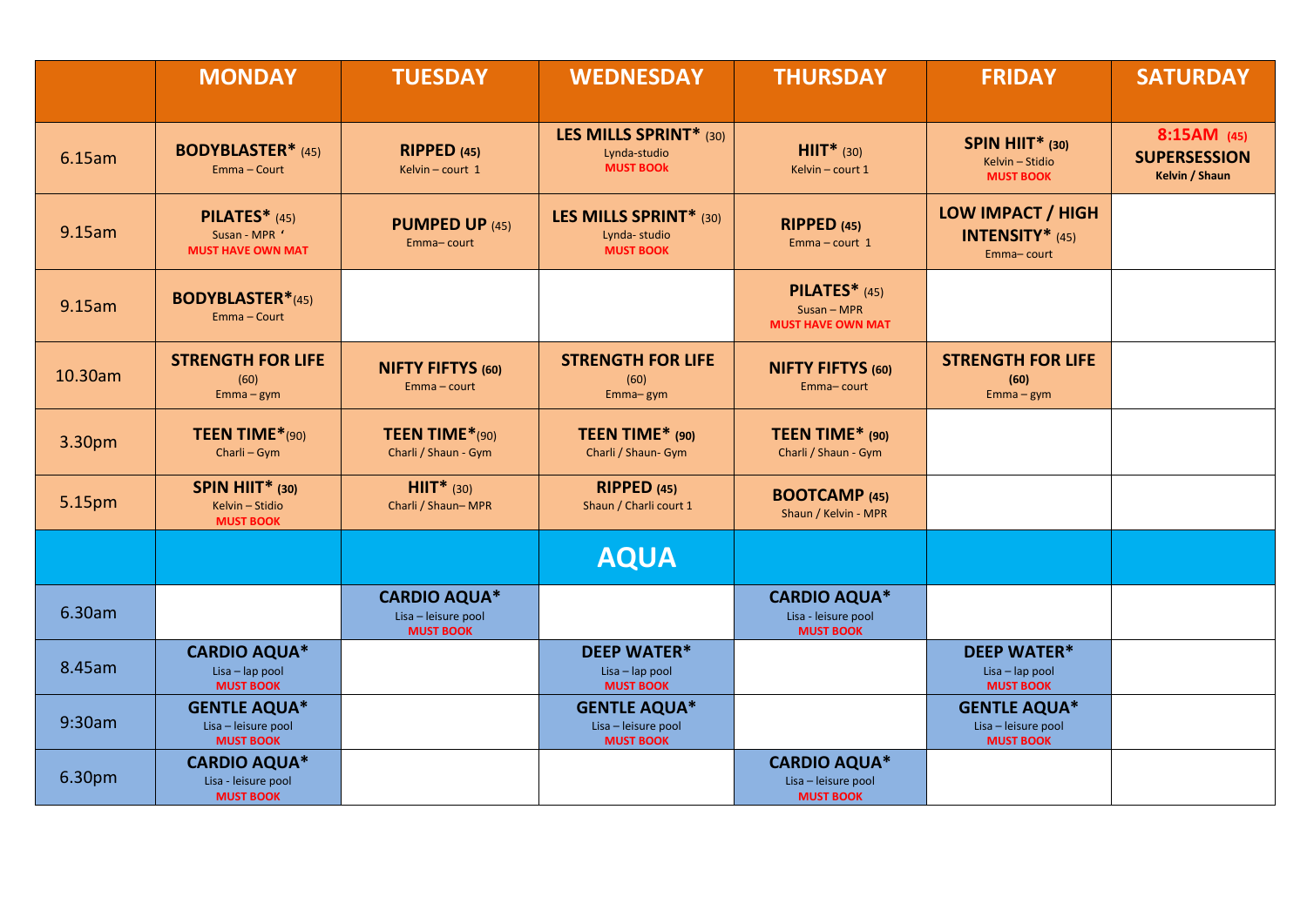| | MONDAY | TUESDAY | WEDNESDAY | THURSDAY | FRIDAY | SATURDAY |
|---|---|---|---|---|---|---|
| 6.15am | **BODYBLASTER*** (45) Emma – Court | **RIPPED (45)** Kelvin – court 1 | **LES MILLS SPRINT*** (30) Lynda-studio **MUST BOOk** | **HIIT*** (30) Kelvin – court 1 | **SPIN HIIT* (30)** Kelvin – Stidio **MUST BOOK** | **8:15AM (45) SUPERSESSION Kelvin / Shaun** |
| 9.15am | **PILATES*** (45) Susan - MPR ' **MUST HAVE OWN MAT** | **PUMPED UP** (45) Emma– court | **LES MILLS SPRINT*** (30) Lynda- studio **MUST BOOK** | **RIPPED (45)** Emma – court 1 | **LOW IMPACT / HIGH INTENSITY*** (45) Emma– court | |
| 9.15am | **BODYBLASTER***(45) Emma – Court | | | **PILATES*** (45) Susan – MPR **MUST HAVE OWN MAT** | | |
| 10.30am | **STRENGTH FOR LIFE** (60) Emma – gym | **NIFTY FIFTYS (60)** Emma – court | **STRENGTH FOR LIFE** (60) Emma– gym | **NIFTY FIFTYS (60)** Emma– court | **STRENGTH FOR LIFE (60)** Emma – gym | |
| 3.30pm | **TEEN TIME***(90) Charli – Gym | **TEEN TIME***(90) Charli / Shaun - Gym | **TEEN TIME* (90)** Charli / Shaun- Gym | **TEEN TIME* (90)** Charli / Shaun - Gym | | |
| 5.15pm | **SPIN HIIT* (30)** Kelvin – Stidio **MUST BOOK** | **HIIT*** (30) Charli / Shaun– MPR | **RIPPED (45)** Shaun / Charli court 1 | **BOOTCAMP (45)** Shaun / Kelvin - MPR | | |
| | | | **AQUA** | | | |
| 6.30am | | **CARDIO AQUA*** Lisa – leisure pool **MUST BOOK** | | **CARDIO AQUA*** Lisa - leisure pool **MUST BOOK** | | |
| 8.45am | **CARDIO AQUA*** Lisa – lap pool **MUST BOOK** | | **DEEP WATER*** Lisa – lap pool **MUST BOOK** | | **DEEP WATER*** Lisa – lap pool **MUST BOOK** | |
| 9:30am | **GENTLE AQUA*** Lisa – leisure pool **MUST BOOK** | | **GENTLE AQUA*** Lisa – leisure pool **MUST BOOK** | | **GENTLE AQUA*** Lisa – leisure pool **MUST BOOK** | |
| 6.30pm | **CARDIO AQUA*** Lisa - leisure pool **MUST BOOK** | | | **CARDIO AQUA*** Lisa – leisure pool **MUST BOOK** | | |